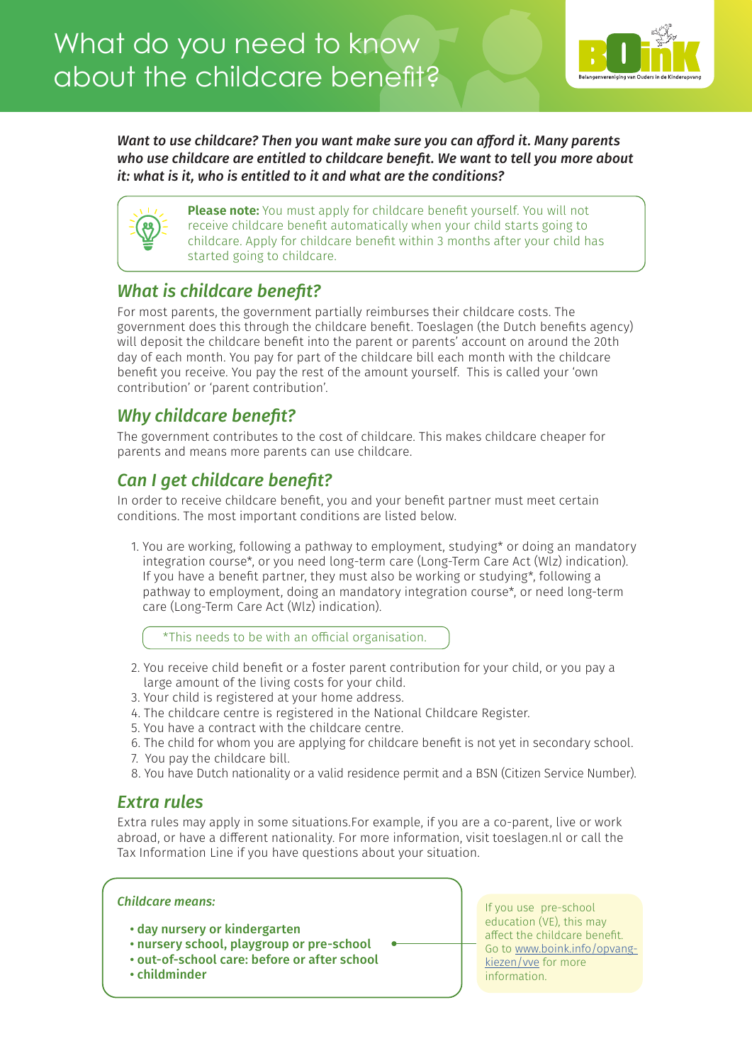# What do you need to know about the childcare benefit?

***Want to use childcare? Then you want make sure you can afford it. Many parents who use childcare are entitled to childcare benefit. We want to tell you more about it: what is it, who is entitled to it and what are the conditions?***

> **Please note:** You must apply for childcare benefit yourself. You will not receive childcare benefit automatically when your child starts going to childcare. Apply for childcare benefit within 3 months after your child has started going to childcare.

## *What is childcare benefit?*

For most parents, the government partially reimburses their childcare costs. The government does this through the childcare benefit. Toeslagen (the Dutch benefits agency) will deposit the childcare benefit into the parent or parents' account on around the 20th day of each month. You pay for part of the childcare bill each month with the childcare benefit you receive. You pay the rest of the amount yourself. This is called your 'own contribution' or 'parent contribution'.

## *Why childcare benefit?*

The government contributes to the cost of childcare. This makes childcare cheaper for parents and means more parents can use childcare.

## *Can I get childcare benefit?*

In order to receive childcare benefit, you and your benefit partner must meet certain conditions. The most important conditions are listed below.

1. You are working, following a pathway to employment, studying* or doing an mandatory integration course*, or you need long-term care (Long-Term Care Act (Wlz) indication). If you have a benefit partner, they must also be working or studying*, following a pathway to employment, doing an mandatory integration course*, or need long-term care (Long-Term Care Act (Wlz) indication).

   *This needs to be with an official organisation.

2. You receive child benefit or a foster parent contribution for your child, or you pay a large amount of the living costs for your child.
3. Your child is registered at your home address.
4. The childcare centre is registered in the National Childcare Register.
5. You have a contract with the childcare centre.
6. The child for whom you are applying for childcare benefit is not yet in secondary school.
7. You pay the childcare bill.
8. You have Dutch nationality or a valid residence permit and a BSN (Citizen Service Number).

## *Extra rules*

Extra rules may apply in some situations.For example, if you are a co-parent, live or work abroad, or have a different nationality. For more information, visit toeslagen.nl or call the Tax Information Line if you have questions about your situation.

***Childcare means:***

- **day nursery or kindergarten**
- **nursery school, playgroup or pre-school**
- **out-of-school care: before or after school**
- **childminder**

If you use pre-school education (VE), this may affect the childcare benefit. Go to www.boink.info/opvang-kiezen/vve for more information.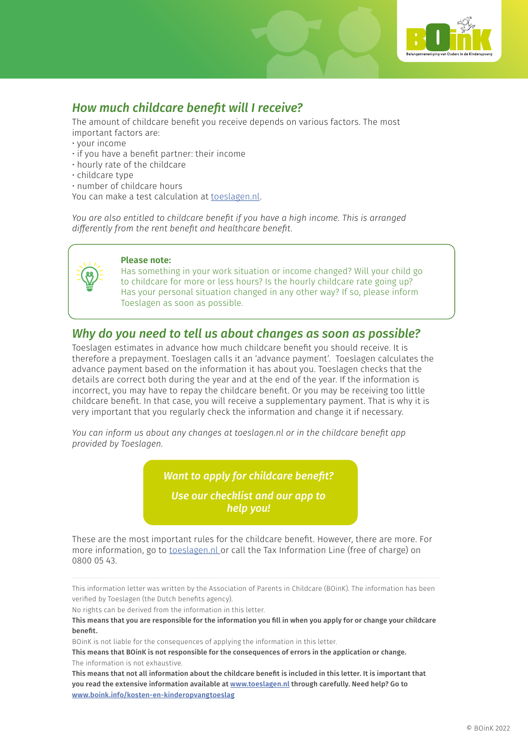## *How much childcare benefit will I receive?*

The amount of childcare benefit you receive depends on various factors. The most important factors are:

- your income
- if you have a benefit partner: their income
- hourly rate of the childcare
- childcare type
- number of childcare hours

You can make a test calculation at toeslagen.nl.

*You are also entitled to childcare benefit if you have a high income. This is arranged differently from the rent benefit and healthcare benefit.*

> **Please note:**
> Has something in your work situation or income changed? Will your child go to childcare for more or less hours? Is the hourly childcare rate going up? Has your personal situation changed in any other way? If so, please inform Toeslagen as soon as possible.

## *Why do you need to tell us about changes as soon as possible?*

Toeslagen estimates in advance how much childcare benefit you should receive. It is therefore a prepayment. Toeslagen calls it an 'advance payment'. Toeslagen calculates the advance payment based on the information it has about you. Toeslagen checks that the details are correct both during the year and at the end of the year. If the information is incorrect, you may have to repay the childcare benefit. Or you may be receiving too little childcare benefit. In that case, you will receive a supplementary payment. That is why it is very important that you regularly check the information and change it if necessary.

*You can inform us about any changes at toeslagen.nl or in the childcare benefit app provided by Toeslagen.*

***Want to apply for childcare benefit?***

***Use our checklist and our app to help you!***

These are the most important rules for the childcare benefit. However, there are more. For more information, go to toeslagen.nl or call the Tax Information Line (free of charge) on 0800 05 43.

---

This information letter was written by the Association of Parents in Childcare (BOinK). The information has been verified by Toeslagen (the Dutch benefits agency).

No rights can be derived from the information in this letter.

**This means that you are responsible for the information you fill in when you apply for or change your childcare benefit.**

BOinK is not liable for the consequences of applying the information in this letter.

**This means that BOinK is not responsible for the consequences of errors in the application or change.**

The information is not exhaustive.

**This means that not all information about the childcare benefit is included in this letter. It is important that you read the extensive information available at www.toeslagen.nl through carefully. Need help? Go to www.boink.info/kosten-en-kinderopvangtoeslag**

© BOinK 2022